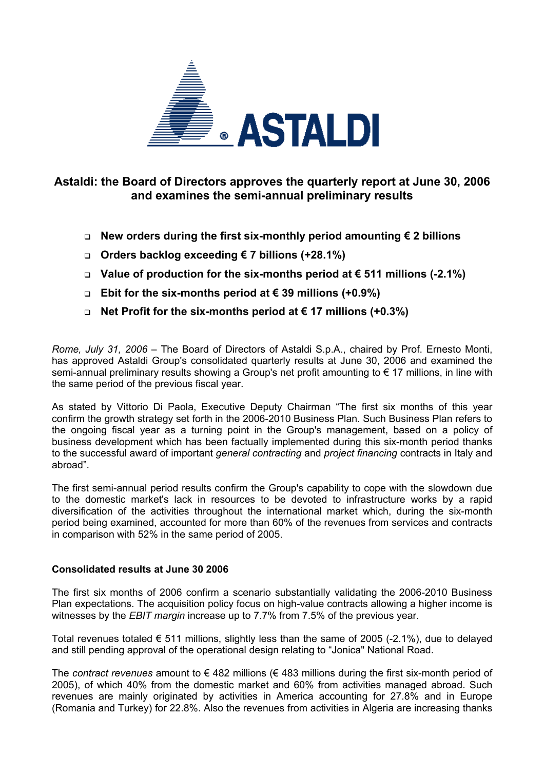## Astaldi: the Board of Directors approves the quarterly report at June 30, 2006 and examines the semi-annual preliminary results

- **New orders during the first six-monthly period amounting € 2 billions**
- **Orders backlog exceeding € 7 billions (+28.1%)**
- **Value of production for the six-months period at € 511 millions (-2.1%)**
- **Ebit for the six-months period at € 39 millions (+0.9%)**
- **Net Profit for the six-months period at € 17 millions (+0.3%)**

*Rome, July 31, 2006* – The Board of Directors of Astaldi S.p.A., chaired by Prof. Ernesto Monti, has approved Astaldi Group's consolidated quarterly results at June 30, 2006 and examined the semi-annual preliminary results showing a Group's net profit amounting to € 17 millions, in line with the same period of the previous fiscal year.

As stated by Vittorio Di Paola, Executive Deputy Chairman "The first six months of this year confirm the growth strategy set forth in the 2006-2010 Business Plan. Such Business Plan refers to the ongoing fiscal year as a turning point in the Group's management, based on a policy of business development which has been factually implemented during this six-month period thanks to the successful award of important *general contracting* and *project financing* contracts in Italy and abroad".

The first semi-annual period results confirm the Group's capability to cope with the slowdown due to the domestic market's lack in resources to be devoted to infrastructure works by a rapid diversification of the activities throughout the international market which, during the six-month period being examined, accounted for more than 60% of the revenues from services and contracts in comparison with 52% in the same period of 2005.

### Consolidated results at June 30 2006

The first six months of 2006 confirm a scenario substantially validating the 2006-2010 Business Plan expectations. The acquisition policy focus on high-value contracts allowing a higher income is witnesses by the *EBIT margin* increase up to 7.7% from 7.5% of the previous year.

Total revenues totaled € 511 millions, slightly less than the same of 2005 (-2.1%), due to delayed and still pending approval of the operational design relating to "Jonica" National Road.

The *contract revenues* amount to € 482 millions (€ 483 millions during the first six-month period of 2005), of which 40% from the domestic market and 60% from activities managed abroad. Such revenues are mainly originated by activities in America accounting for 27.8% and in Europe (Romania and Turkey) for 22.8%. Also the revenues from activities in Algeria are increasing thanks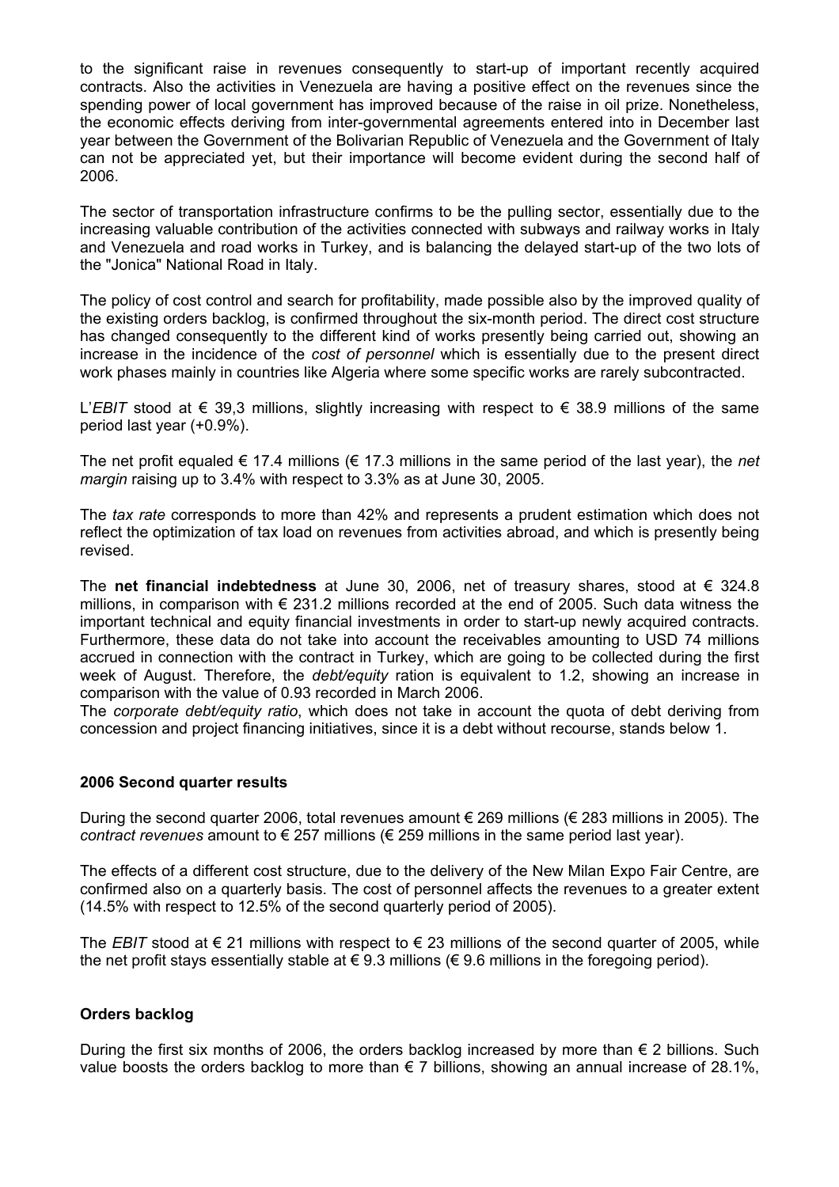to the significant raise in revenues consequently to start-up of important recently acquired contracts. Also the activities in Venezuela are having a positive effect on the revenues since the spending power of local government has improved because of the raise in oil prize. Nonetheless, the economic effects deriving from inter-governmental agreements entered into in December last year between the Government of the Bolivarian Republic of Venezuela and the Government of Italy can not be appreciated yet, but their importance will become evident during the second half of 2006.

The sector of transportation infrastructure confirms to be the pulling sector, essentially due to the increasing valuable contribution of the activities connected with subways and railway works in Italy and Venezuela and road works in Turkey, and is balancing the delayed start-up of the two lots of the "Jonica" National Road in Italy.

The policy of cost control and search for profitability, made possible also by the improved quality of the existing orders backlog, is confirmed throughout the six-month period. The direct cost structure has changed consequently to the different kind of works presently being carried out, showing an increase in the incidence of the *cost of personnel* which is essentially due to the present direct work phases mainly in countries like Algeria where some specific works are rarely subcontracted.

L'*EBIT* stood at € 39,3 millions, slightly increasing with respect to € 38.9 millions of the same period last year (+0.9%).

The net profit equaled € 17.4 millions (€ 17.3 millions in the same period of the last year), the *net margin* raising up to 3.4% with respect to 3.3% as at June 30, 2005.

The *tax rate* corresponds to more than 42% and represents a prudent estimation which does not reflect the optimization of tax load on revenues from activities abroad, and which is presently being revised.

The **net financial indebtedness** at June 30, 2006, net of treasury shares, stood at € 324.8 millions, in comparison with € 231.2 millions recorded at the end of 2005. Such data witness the important technical and equity financial investments in order to start-up newly acquired contracts. Furthermore, these data do not take into account the receivables amounting to USD 74 millions accrued in connection with the contract in Turkey, which are going to be collected during the first week of August. Therefore, the *debt/equity* ration is equivalent to 1.2, showing an increase in comparison with the value of 0.93 recorded in March 2006.
The *corporate debt/equity ratio*, which does not take in account the quota of debt deriving from concession and project financing initiatives, since it is a debt without recourse, stands below 1.

## 2006 Second quarter results

During the second quarter 2006, total revenues amount € 269 millions (€ 283 millions in 2005). The *contract revenues* amount to € 257 millions (€ 259 millions in the same period last year).

The effects of a different cost structure, due to the delivery of the New Milan Expo Fair Centre, are confirmed also on a quarterly basis. The cost of personnel affects the revenues to a greater extent (14.5% with respect to 12.5% of the second quarterly period of 2005).

The *EBIT* stood at € 21 millions with respect to € 23 millions of the second quarter of 2005, while the net profit stays essentially stable at € 9.3 millions (€ 9.6 millions in the foregoing period).

## Orders backlog

During the first six months of 2006, the orders backlog increased by more than € 2 billions. Such value boosts the orders backlog to more than € 7 billions, showing an annual increase of 28.1%,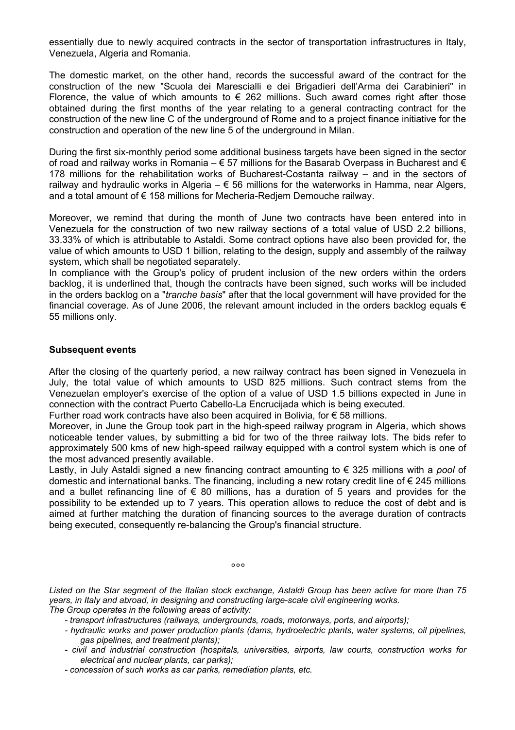essentially due to newly acquired contracts in the sector of transportation infrastructures in Italy, Venezuela, Algeria and Romania.

The domestic market, on the other hand, records the successful award of the contract for the construction of the new "Scuola dei Marescialli e dei Brigadieri dell'Arma dei Carabinieri" in Florence, the value of which amounts to € 262 millions. Such award comes right after those obtained during the first months of the year relating to a general contracting contract for the construction of the new line C of the underground of Rome and to a project finance initiative for the construction and operation of the new line 5 of the underground in Milan.

During the first six-monthly period some additional business targets have been signed in the sector of road and railway works in Romania – € 57 millions for the Basarab Overpass in Bucharest and € 178 millions for the rehabilitation works of Bucharest-Costanta railway – and in the sectors of railway and hydraulic works in Algeria – € 56 millions for the waterworks in Hamma, near Algers, and a total amount of € 158 millions for Mecheria-Redjem Demouche railway.

Moreover, we remind that during the month of June two contracts have been entered into in Venezuela for the construction of two new railway sections of a total value of USD 2.2 billions, 33.33% of which is attributable to Astaldi. Some contract options have also been provided for, the value of which amounts to USD 1 billion, relating to the design, supply and assembly of the railway system, which shall be negotiated separately.
In compliance with the Group's policy of prudent inclusion of the new orders within the orders backlog, it is underlined that, though the contracts have been signed, such works will be included in the orders backlog on a "*tranche basis*" after that the local government will have provided for the financial coverage. As of June 2006, the relevant amount included in the orders backlog equals € 55 millions only.

**Subsequent events**

After the closing of the quarterly period, a new railway contract has been signed in Venezuela in July, the total value of which amounts to USD 825 millions. Such contract stems from the Venezuelan employer's exercise of the option of a value of USD 1.5 billions expected in June in connection with the contract Puerto Cabello-La Encrucijada which is being executed.
Further road work contracts have also been acquired in Bolivia, for € 58 millions.
Moreover, in June the Group took part in the high-speed railway program in Algeria, which shows noticeable tender values, by submitting a bid for two of the three railway lots. The bids refer to approximately 500 kms of new high-speed railway equipped with a control system which is one of the most advanced presently available.
Lastly, in July Astaldi signed a new financing contract amounting to € 325 millions with a *pool* of domestic and international banks. The financing, including a new rotary credit line of € 245 millions and a bullet refinancing line of € 80 millions, has a duration of 5 years and provides for the possibility to be extended up to 7 years. This operation allows to reduce the cost of debt and is aimed at further matching the duration of financing sources to the average duration of contracts being executed, consequently re-balancing the Group's financial structure.

°°°

*Listed on the Star segment of the Italian stock exchange, Astaldi Group has been active for more than 75 years, in Italy and abroad, in designing and constructing large-scale civil engineering works.*
*The Group operates in the following areas of activity:*

- *transport infrastructures (railways, undergrounds, roads, motorways, ports, and airports);*
- *hydraulic works and power production plants (dams, hydroelectric plants, water systems, oil pipelines, gas pipelines, and treatment plants);*
- *civil and industrial construction (hospitals, universities, airports, law courts, construction works for electrical and nuclear plants, car parks);*
- *concession of such works as car parks, remediation plants, etc.*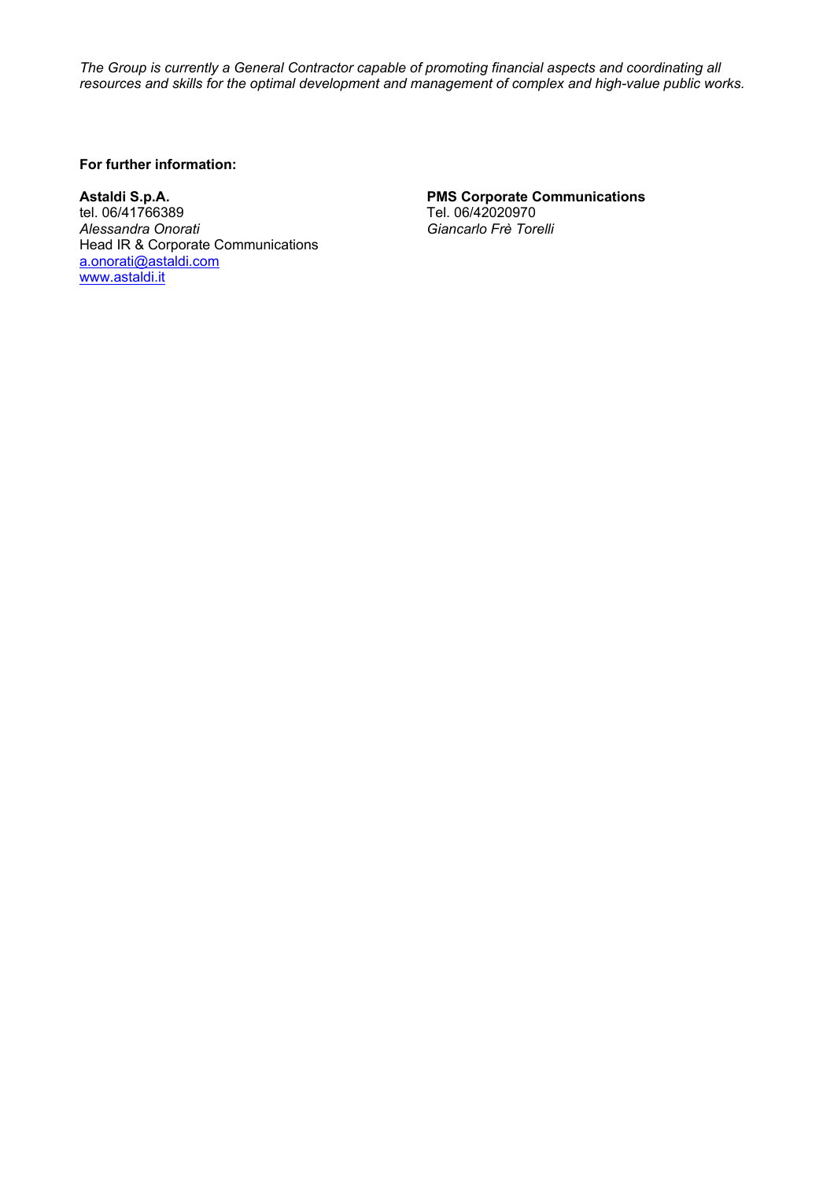*The Group is currently a General Contractor capable of promoting financial aspects and coordinating all resources and skills for the optimal development and management of complex and high-value public works.*

**For further information:**

**Astaldi S.p.A.**
tel. 06/41766389
*Alessandra Onorati*
Head IR & Corporate Communications
a.onorati@astaldi.com
www.astaldi.it

**PMS Corporate Communications**
Tel. 06/42020970
*Giancarlo Frè Torelli*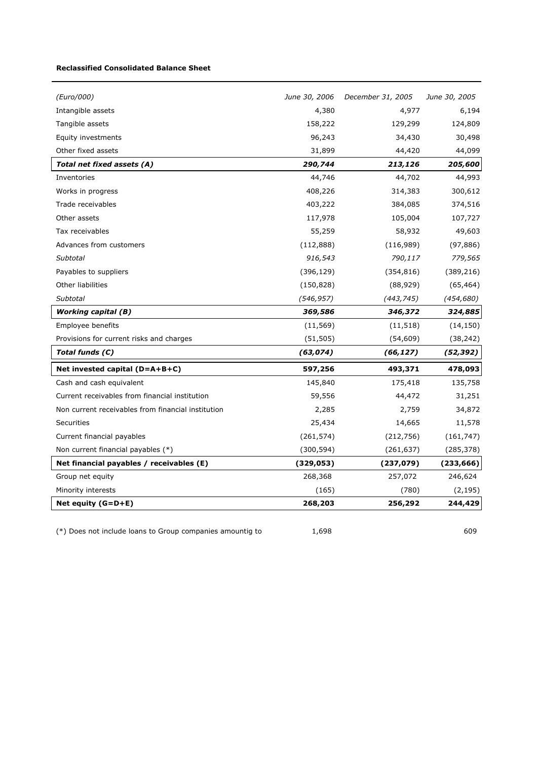**Reclassified Consolidated Balance Sheet**

| *(Euro/000)* | *June 30, 2006* | *December 31, 2005* | *June 30, 2005* |
|---|---|---|---|
| Intangible assets | 4,380 | 4,977 | 6,194 |
| Tangible assets | 158,222 | 129,299 | 124,809 |
| Equity investments | 96,243 | 34,430 | 30,498 |
| Other fixed assets | 31,899 | 44,420 | 44,099 |
| ***Total net fixed assets (A)*** | ***290,744*** | ***213,126*** | ***205,600*** |
| Inventories | 44,746 | 44,702 | 44,993 |
| Works in progress | 408,226 | 314,383 | 300,612 |
| Trade receivables | 403,222 | 384,085 | 374,516 |
| Other assets | 117,978 | 105,004 | 107,727 |
| Tax receivables | 55,259 | 58,932 | 49,603 |
| Advances from customers | (112,888) | (116,989) | (97,886) |
| *Subtotal* | *916,543* | *790,117* | *779,565* |
| Payables to suppliers | (396,129) | (354,816) | (389,216) |
| Other liabilities | (150,828) | (88,929) | (65,464) |
| *Subtotal* | *(546,957)* | *(443,745)* | *(454,680)* |
| ***Working capital (B)*** | ***369,586*** | ***346,372*** | ***324,885*** |
| Employee benefits | (11,569) | (11,518) | (14,150) |
| Provisions for current risks and charges | (51,505) | (54,609) | (38,242) |
| ***Total funds (C)*** | ***(63,074)*** | ***(66,127)*** | ***(52,392)*** |
| **Net invested capital (D=A+B+C)** | **597,256** | **493,371** | **478,093** |
| Cash and cash equivalent | 145,840 | 175,418 | 135,758 |
| Current receivables from financial institution | 59,556 | 44,472 | 31,251 |
| Non current receivables from financial institution | 2,285 | 2,759 | 34,872 |
| Securities | 25,434 | 14,665 | 11,578 |
| Current financial payables | (261,574) | (212,756) | (161,747) |
| Non current financial payables (*) | (300,594) | (261,637) | (285,378) |
| **Net financial payables / receivables (E)** | **(329,053)** | **(237,079)** | **(233,666)** |
| Group net equity | 268,368 | 257,072 | 246,624 |
| Minority interests | (165) | (780) | (2,195) |
| **Net equity (G=D+E)** | **268,203** | **256,292** | **244,429** |

| | | | |
|---|---|---|---|
| (*) Does not include loans to Group companies amountig to | 1,698 | | 609 |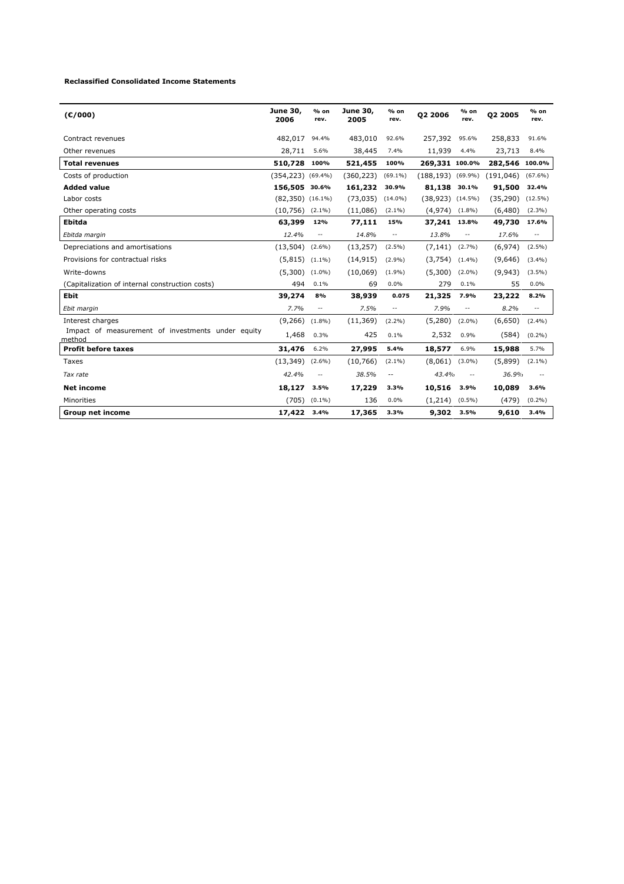**Reclassified Consolidated Income Statements**

| (€/000) | June 30, 2006 | % on rev. | June 30, 2005 | % on rev. | Q2 2006 | % on rev. | Q2 2005 | % on rev. |
|---|---|---|---|---|---|---|---|---|
| Contract revenues | 482,017 | 94.4% | 483,010 | 92.6% | 257,392 | 95.6% | 258,833 | 91.6% |
| Other revenues | 28,711 | 5.6% | 38,445 | 7.4% | 11,939 | 4.4% | 23,713 | 8.4% |
| **Total revenues** | **510,728** | **100%** | **521,455** | **100%** | **269,331** | **100.0%** | **282,546** | **100.0%** |
| Costs of production | (354,223) | (69.4%) | (360,223) | (69.1%) | (188,193) | (69.9%) | (191,046) | (67.6%) |
| **Added value** | **156,505** | **30.6%** | **161,232** | **30.9%** | **81,138** | **30.1%** | **91,500** | **32.4%** |
| Labor costs | (82,350) | (16.1%) | (73,035) | (14.0%) | (38,923) | (14.5%) | (35,290) | (12.5%) |
| Other operating costs | (10,756) | (2.1%) | (11,086) | (2.1%) | (4,974) | (1.8%) | (6,480) | (2.3%) |
| **Ebitda** | **63,399** | **12%** | **77,111** | **15%** | **37,241** | **13.8%** | **49,730** | **17.6%** |
| *Ebitda margin* | *12.4%* | -- | *14.8%* | -- | *13.8%* | -- | *17.6%* | -- |
| Depreciations and amortisations | (13,504) | (2.6%) | (13,257) | (2.5%) | (7,141) | (2.7%) | (6,974) | (2.5%) |
| Provisions for contractual risks | (5,815) | (1.1%) | (14,915) | (2.9%) | (3,754) | (1.4%) | (9,646) | (3.4%) |
| Write-downs | (5,300) | (1.0%) | (10,069) | (1.9%) | (5,300) | (2.0%) | (9,943) | (3.5%) |
| (Capitalization of internal construction costs) | 494 | 0.1% | 69 | 0.0% | 279 | 0.1% | 55 | 0.0% |
| **Ebit** | **39,274** | **8%** | **38,939** | **0.075** | **21,325** | **7.9%** | **23,222** | **8.2%** |
| *Ebit margin* | *7.7%* | -- | *7.5%* | -- | *7.9%* | -- | *8.2%* | -- |
| Interest charges | (9,266) | (1.8%) | (11,369) | (2.2%) | (5,280) | (2.0%) | (6,650) | (2.4%) |
| Impact of measurement of investments under equity method | 1,468 | 0.3% | 425 | 0.1% | 2,532 | 0.9% | (584) | (0.2%) |
| **Profit before taxes** | **31,476** | 6.2% | **27,995** | **5.4%** | **18,577** | 6.9% | **15,988** | 5.7% |
| Taxes | (13,349) | (2.6%) | (10,766) | (2.1%) | (8,061) | (3.0%) | (5,899) | (2.1%) |
| *Tax rate* | *42.4%* | -- | *38.5%* | -- | *43.4%* | -- | *36.9%* | -- |
| **Net income** | **18,127** | **3.5%** | **17,229** | **3.3%** | **10,516** | **3.9%** | **10,089** | **3.6%** |
| Minorities | (705) | (0.1%) | 136 | 0.0% | (1,214) | (0.5%) | (479) | (0.2%) |
| **Group net income** | **17,422** | **3.4%** | **17,365** | **3.3%** | **9,302** | **3.5%** | **9,610** | **3.4%** |